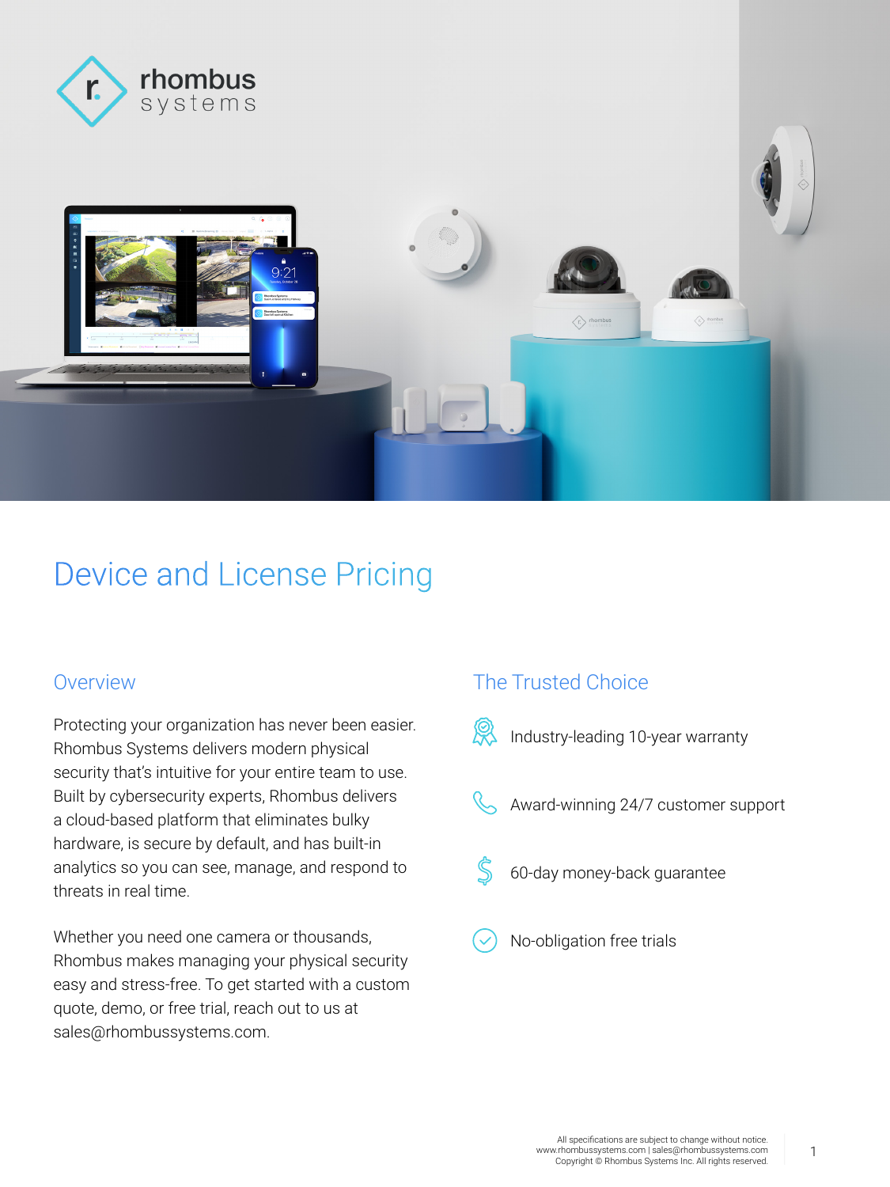# Device and License Pricing

## Overview

Protecting your organization has never been easier. Rhombus Systems delivers modern physical security that's intuitive for your entire team to use. Built by cybersecurity experts, Rhombus delivers a cloud-based platform that eliminates bulky hardware, is secure by default, and has built-in analytics so you can see, manage, and respond to threats in real time.

Whether you need one camera or thousands, Rhombus makes managing your physical security easy and stress-free. To get started with a custom quote, demo, or free trial, reach out to us at sales@rhombussystems.com.

## The Trusted Choice

- Industry-leading 10-year warranty
- Award-winning 24/7 customer support
- 60-day money-back guarantee
- No-obligation free trials

All specifications are subject to change without notice.
www.rhombussystems.com | sales@rhombussystems.com
Copyright © Rhombus Systems Inc. All rights reserved.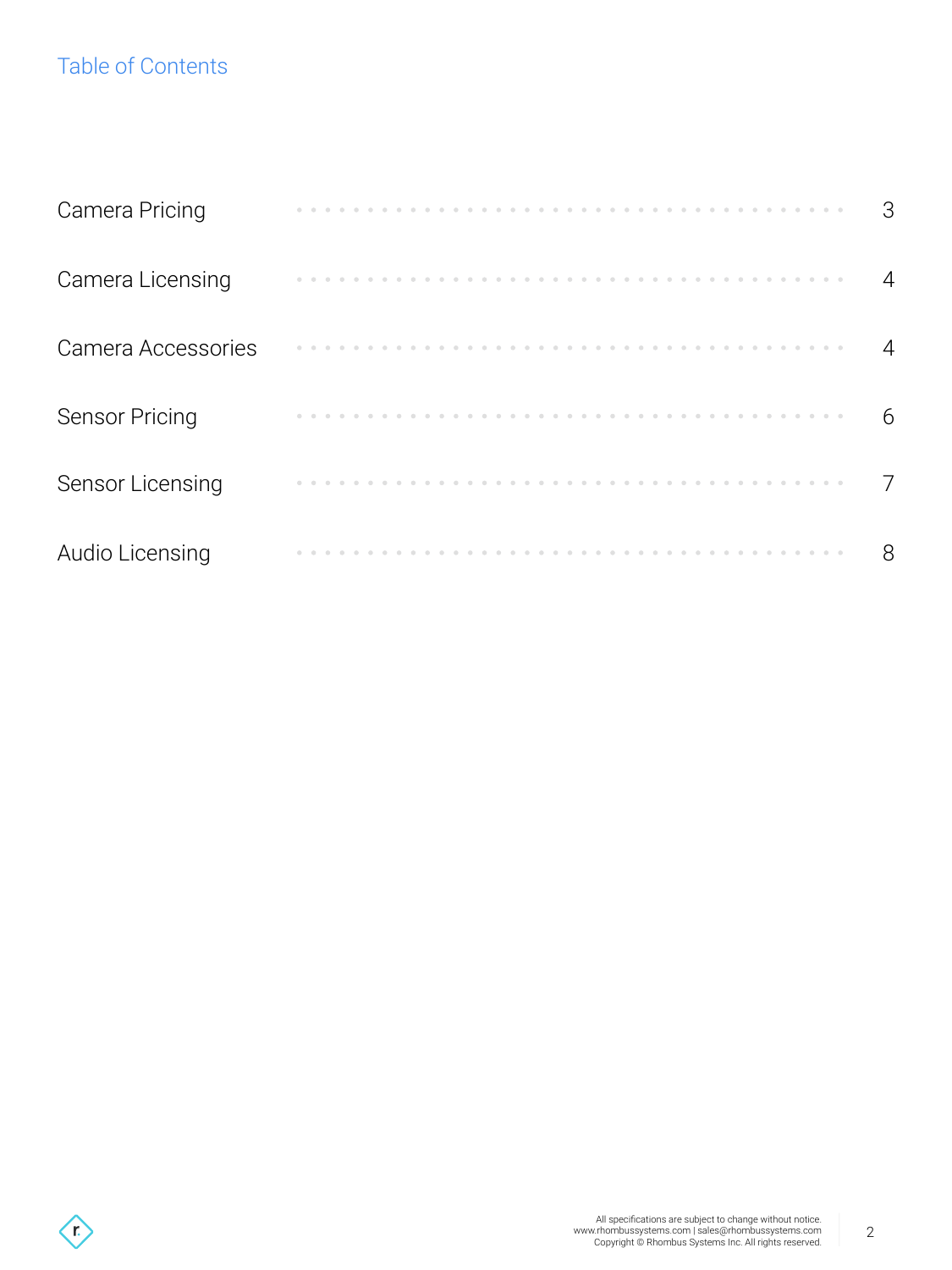# Table of Contents

| | |
|---|---|
| Camera Pricing | 3 |
| Camera Licensing | 4 |
| Camera Accessories | 4 |
| Sensor Pricing | 6 |
| Sensor Licensing | 7 |
| Audio Licensing | 8 |

All specifications are subject to change without notice.
www.rhombussystems.com | sales@rhombussystems.com
Copyright © Rhombus Systems Inc. All rights reserved.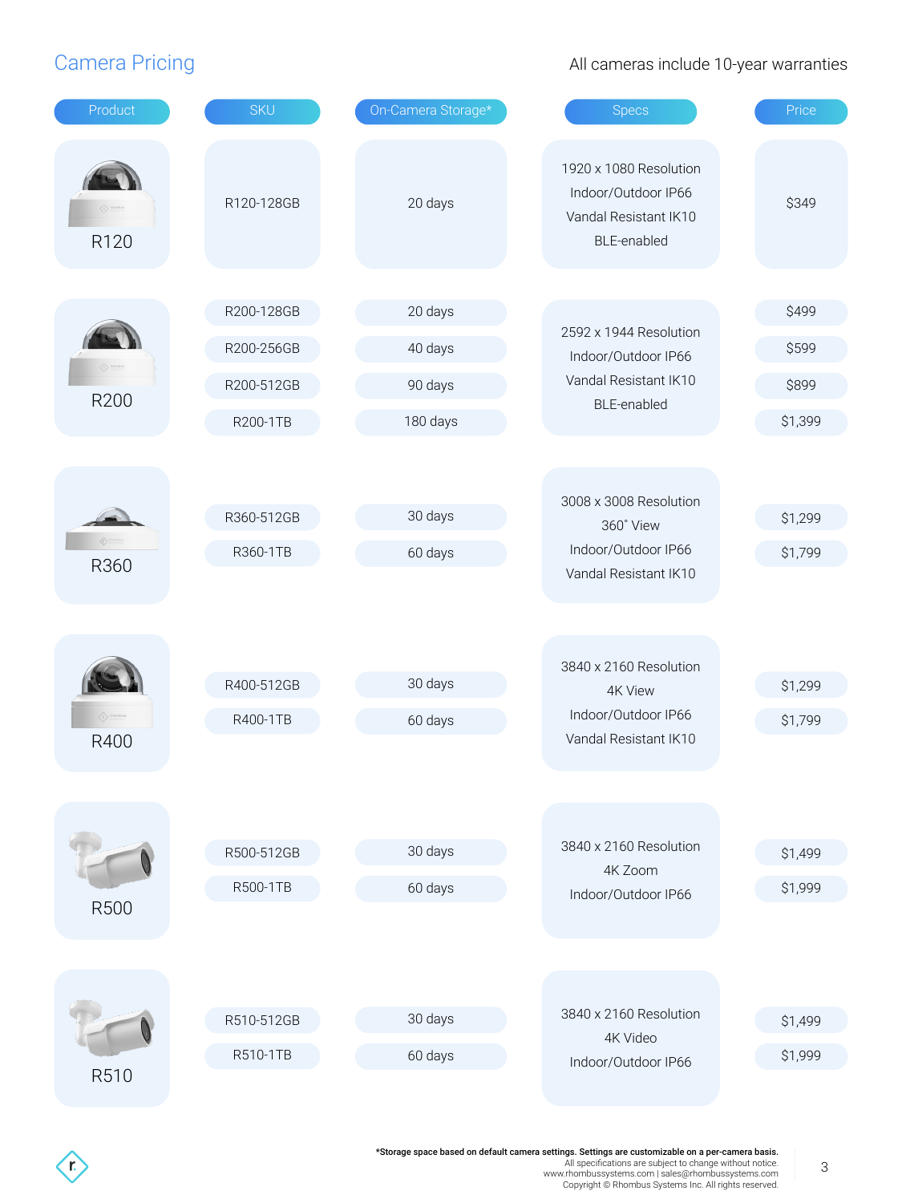## Camera Pricing

All cameras include 10-year warranties

| Product | SKU | On-Camera Storage* | Specs | Price |
|---|---|---|---|---|
| R120 | R120-128GB | 20 days | 1920 x 1080 Resolution<br>Indoor/Outdoor IP66<br>Vandal Resistant IK10<br>BLE-enabled | $349 |
| R200 | R200-128GB | 20 days | 2592 x 1944 Resolution<br>Indoor/Outdoor IP66<br>Vandal Resistant IK10<br>BLE-enabled | $499 |
| | R200-256GB | 40 days | | $599 |
| | R200-512GB | 90 days | | $899 |
| | R200-1TB | 180 days | | $1,399 |
| R360 | R360-512GB | 30 days | 3008 x 3008 Resolution<br>360˚ View<br>Indoor/Outdoor IP66<br>Vandal Resistant IK10 | $1,299 |
| | R360-1TB | 60 days | | $1,799 |
| R400 | R400-512GB | 30 days | 3840 x 2160 Resolution<br>4K View<br>Indoor/Outdoor IP66<br>Vandal Resistant IK10 | $1,299 |
| | R400-1TB | 60 days | | $1,799 |
| R500 | R500-512GB | 30 days | 3840 x 2160 Resolution<br>4K Zoom<br>Indoor/Outdoor IP66 | $1,499 |
| | R500-1TB | 60 days | | $1,999 |
| R510 | R510-512GB | 30 days | 3840 x 2160 Resolution<br>4K Video<br>Indoor/Outdoor IP66 | $1,499 |
| | R510-1TB | 60 days | | $1,999 |

**\*Storage space based on default camera settings. Settings are customizable on a per-camera basis.**
All specifications are subject to change without notice.
www.rhombussystems.com | sales@rhombussystems.com
Copyright © Rhombus Systems Inc. All rights reserved.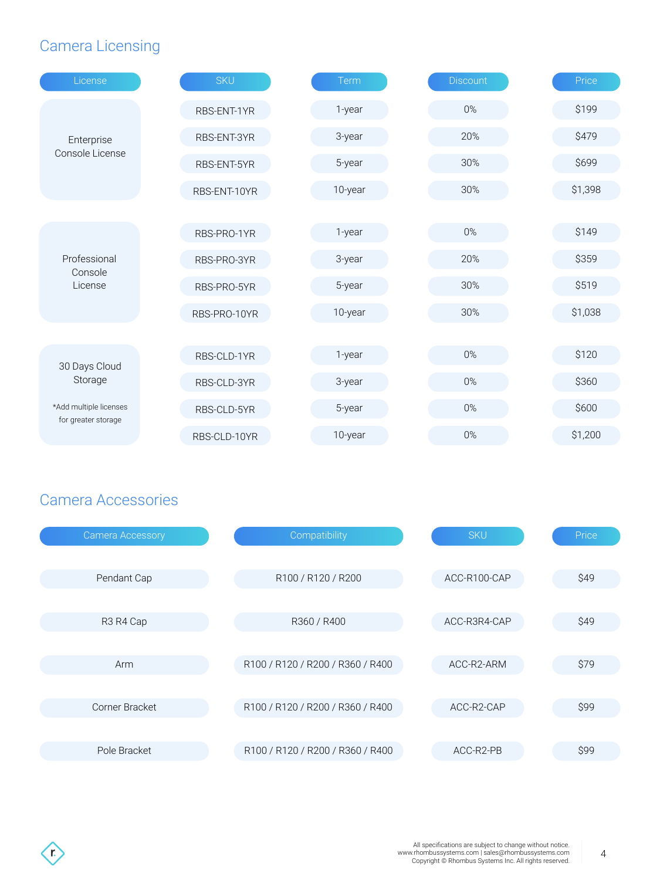## Camera Licensing

| License | SKU | Term | Discount | Price |
|---|---|---|---|---|
| Enterprise Console License | RBS-ENT-1YR | 1-year | 0% | $199 |
| | RBS-ENT-3YR | 3-year | 20% | $479 |
| | RBS-ENT-5YR | 5-year | 30% | $699 |
| | RBS-ENT-10YR | 10-year | 30% | $1,398 |
| Professional Console License | RBS-PRO-1YR | 1-year | 0% | $149 |
| | RBS-PRO-3YR | 3-year | 20% | $359 |
| | RBS-PRO-5YR | 5-year | 30% | $519 |
| | RBS-PRO-10YR | 10-year | 30% | $1,038 |
| 30 Days Cloud Storage *Add multiple licenses for greater storage | RBS-CLD-1YR | 1-year | 0% | $120 |
| | RBS-CLD-3YR | 3-year | 0% | $360 |
| | RBS-CLD-5YR | 5-year | 0% | $600 |
| | RBS-CLD-10YR | 10-year | 0% | $1,200 |

## Camera Accessories

| Camera Accessory | Compatibility | SKU | Price |
|---|---|---|---|
| Pendant Cap | R100 / R120 / R200 | ACC-R100-CAP | $49 |
| R3 R4 Cap | R360 / R400 | ACC-R3R4-CAP | $49 |
| Arm | R100 / R120 / R200 / R360 / R400 | ACC-R2-ARM | $79 |
| Corner Bracket | R100 / R120 / R200 / R360 / R400 | ACC-R2-CAP | $99 |
| Pole Bracket | R100 / R120 / R200 / R360 / R400 | ACC-R2-PB | $99 |

All specifications are subject to change without notice.
www.rhombussystems.com | sales@rhombussystems.com
Copyright © Rhombus Systems Inc. All rights reserved.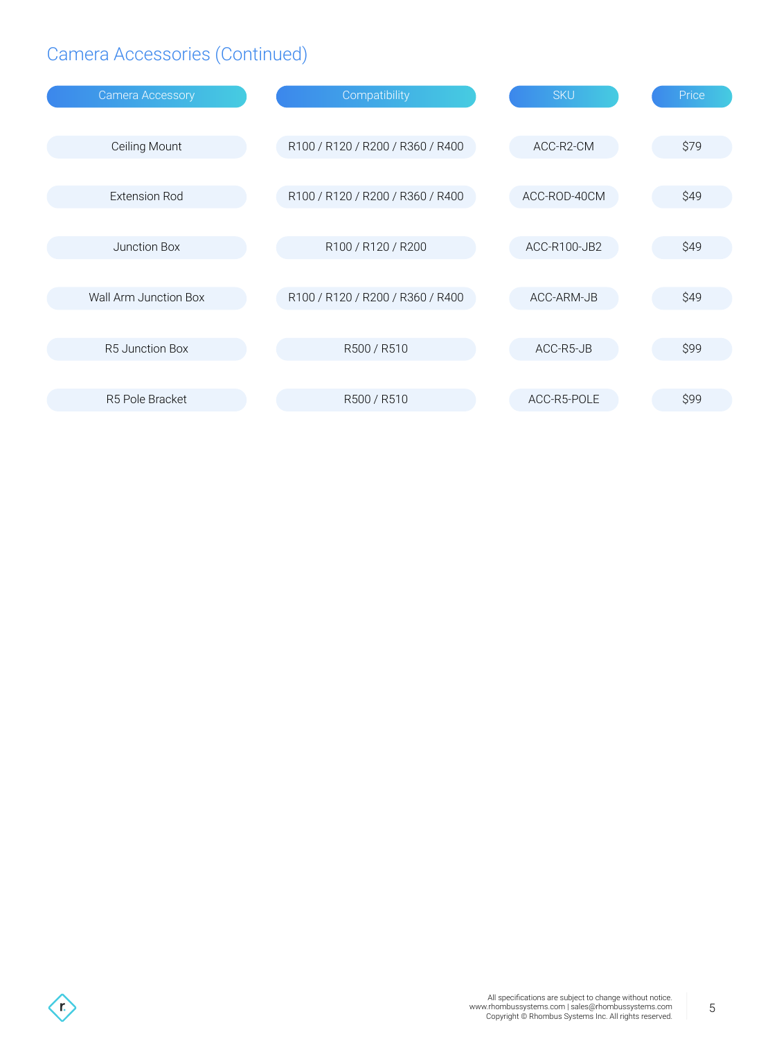## Camera Accessories (Continued)

| Camera Accessory | Compatibility | SKU | Price |
|---|---|---|---|
| Ceiling Mount | R100 / R120 / R200 / R360 / R400 | ACC-R2-CM | $79 |
| Extension Rod | R100 / R120 / R200 / R360 / R400 | ACC-ROD-40CM | $49 |
| Junction Box | R100 / R120 / R200 | ACC-R100-JB2 | $49 |
| Wall Arm Junction Box | R100 / R120 / R200 / R360 / R400 | ACC-ARM-JB | $49 |
| R5 Junction Box | R500 / R510 | ACC-R5-JB | $99 |
| R5 Pole Bracket | R500 / R510 | ACC-R5-POLE | $99 |

All specifications are subject to change without notice.
www.rhombussystems.com | sales@rhombussystems.com
Copyright © Rhombus Systems Inc. All rights reserved.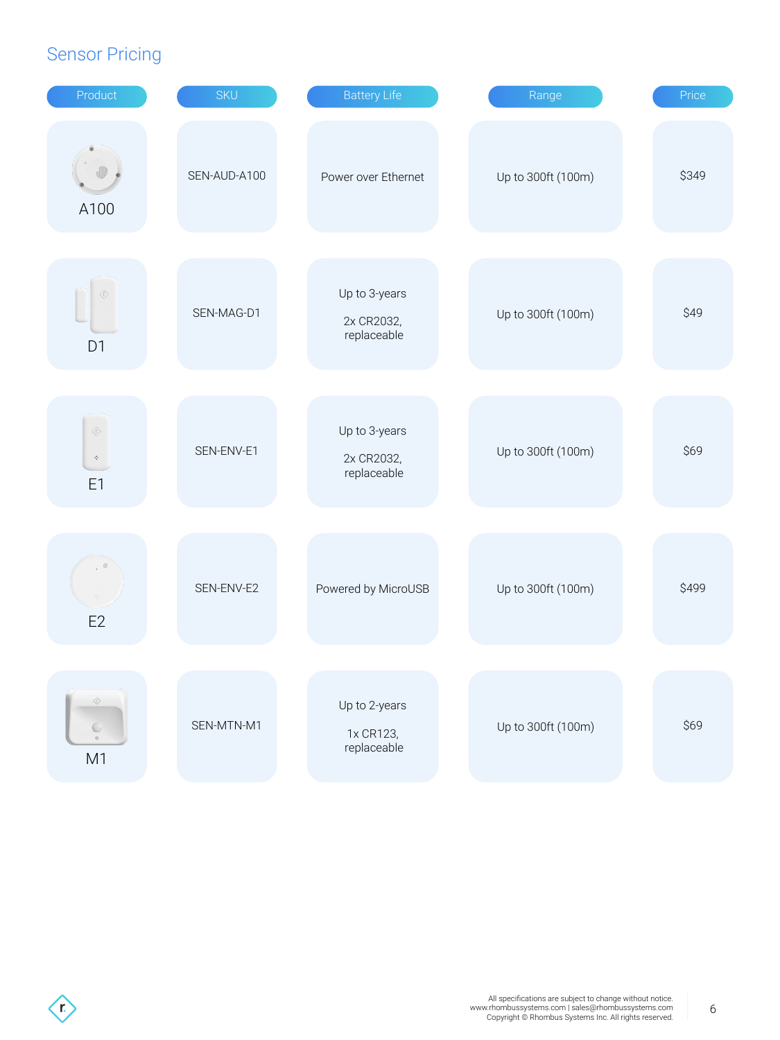# Sensor Pricing

| Product | SKU | Battery Life | Range | Price |
|---|---|---|---|---|
| A100 | SEN-AUD-A100 | Power over Ethernet | Up to 300ft (100m) | $349 |
| D1 | SEN-MAG-D1 | Up to 3-years<br>2x CR2032, replaceable | Up to 300ft (100m) | $49 |
| E1 | SEN-ENV-E1 | Up to 3-years<br>2x CR2032, replaceable | Up to 300ft (100m) | $69 |
| E2 | SEN-ENV-E2 | Powered by MicroUSB | Up to 300ft (100m) | $499 |
| M1 | SEN-MTN-M1 | Up to 2-years<br>1x CR123, replaceable | Up to 300ft (100m) | $69 |

All specifications are subject to change without notice.
www.rhombussystems.com | sales@rhombussystems.com
Copyright © Rhombus Systems Inc. All rights reserved.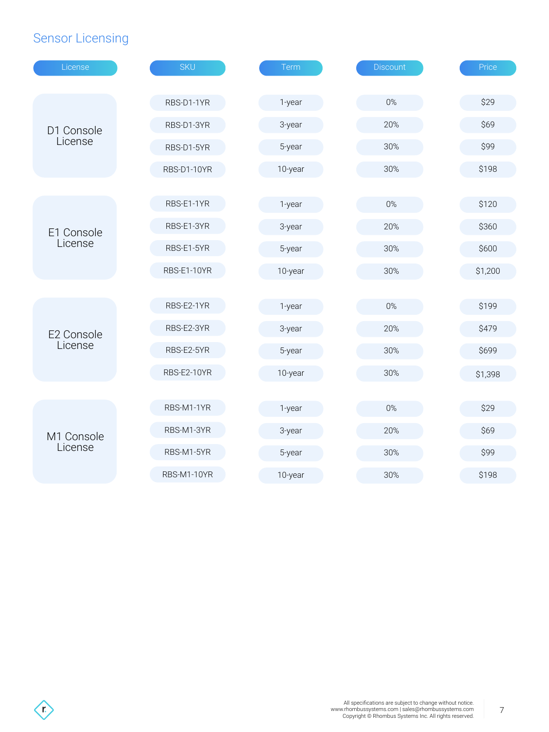## Sensor Licensing

| License | SKU | Term | Discount | Price |
|---|---|---|---|---|
| D1 Console License | RBS-D1-1YR | 1-year | 0% | $29 |
| | RBS-D1-3YR | 3-year | 20% | $69 |
| | RBS-D1-5YR | 5-year | 30% | $99 |
| | RBS-D1-10YR | 10-year | 30% | $198 |
| E1 Console License | RBS-E1-1YR | 1-year | 0% | $120 |
| | RBS-E1-3YR | 3-year | 20% | $360 |
| | RBS-E1-5YR | 5-year | 30% | $600 |
| | RBS-E1-10YR | 10-year | 30% | $1,200 |
| E2 Console License | RBS-E2-1YR | 1-year | 0% | $199 |
| | RBS-E2-3YR | 3-year | 20% | $479 |
| | RBS-E2-5YR | 5-year | 30% | $699 |
| | RBS-E2-10YR | 10-year | 30% | $1,398 |
| M1 Console License | RBS-M1-1YR | 1-year | 0% | $29 |
| | RBS-M1-3YR | 3-year | 20% | $69 |
| | RBS-M1-5YR | 5-year | 30% | $99 |
| | RBS-M1-10YR | 10-year | 30% | $198 |

All specifications are subject to change without notice.
www.rhombussystems.com | sales@rhombussystems.com
Copyright © Rhombus Systems Inc. All rights reserved.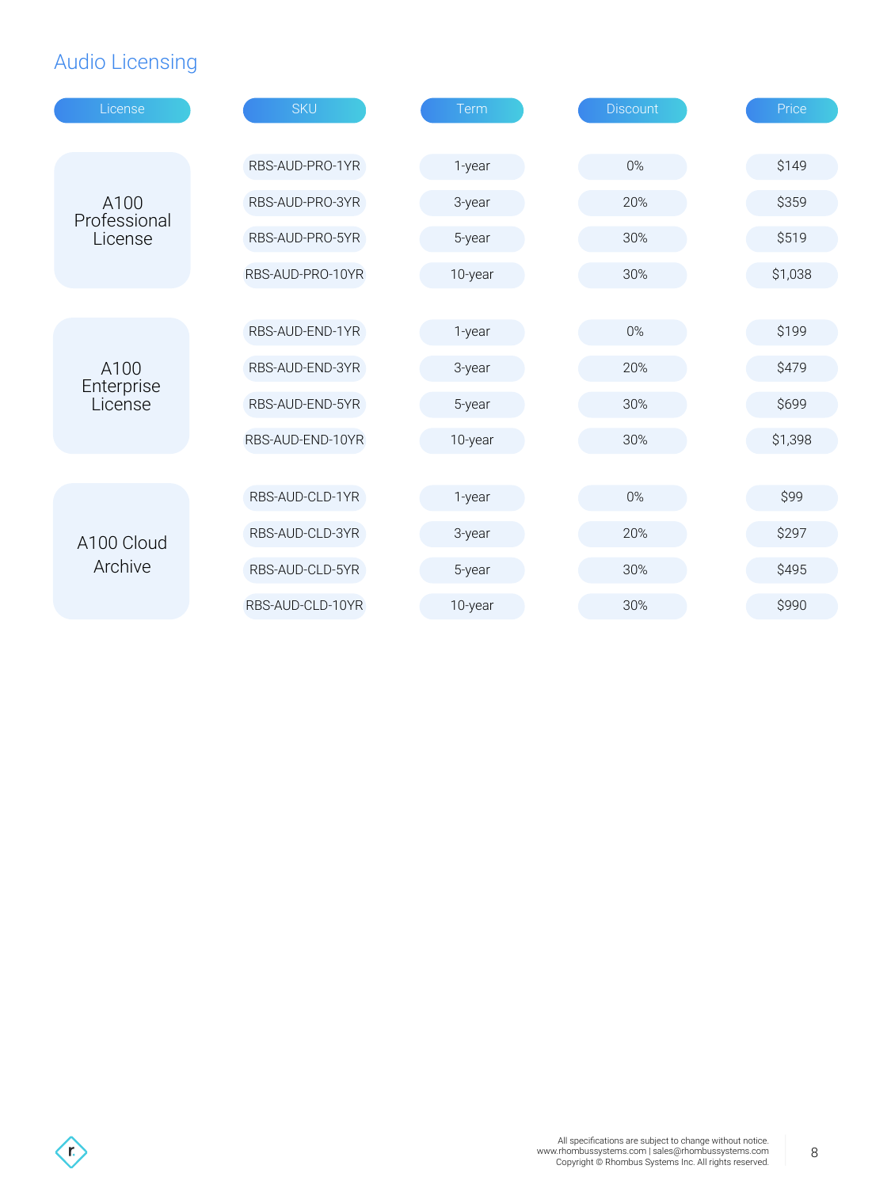## Audio Licensing

| License | SKU | Term | Discount | Price |
|---|---|---|---|---|
| A100 Professional License | RBS-AUD-PRO-1YR | 1-year | 0% | $149 |
| | RBS-AUD-PRO-3YR | 3-year | 20% | $359 |
| | RBS-AUD-PRO-5YR | 5-year | 30% | $519 |
| | RBS-AUD-PRO-10YR | 10-year | 30% | $1,038 |
| A100 Enterprise License | RBS-AUD-END-1YR | 1-year | 0% | $199 |
| | RBS-AUD-END-3YR | 3-year | 20% | $479 |
| | RBS-AUD-END-5YR | 5-year | 30% | $699 |
| | RBS-AUD-END-10YR | 10-year | 30% | $1,398 |
| A100 Cloud Archive | RBS-AUD-CLD-1YR | 1-year | 0% | $99 |
| | RBS-AUD-CLD-3YR | 3-year | 20% | $297 |
| | RBS-AUD-CLD-5YR | 5-year | 30% | $495 |
| | RBS-AUD-CLD-10YR | 10-year | 30% | $990 |

All specifications are subject to change without notice.
www.rhombussystems.com | sales@rhombussystems.com
Copyright © Rhombus Systems Inc. All rights reserved.